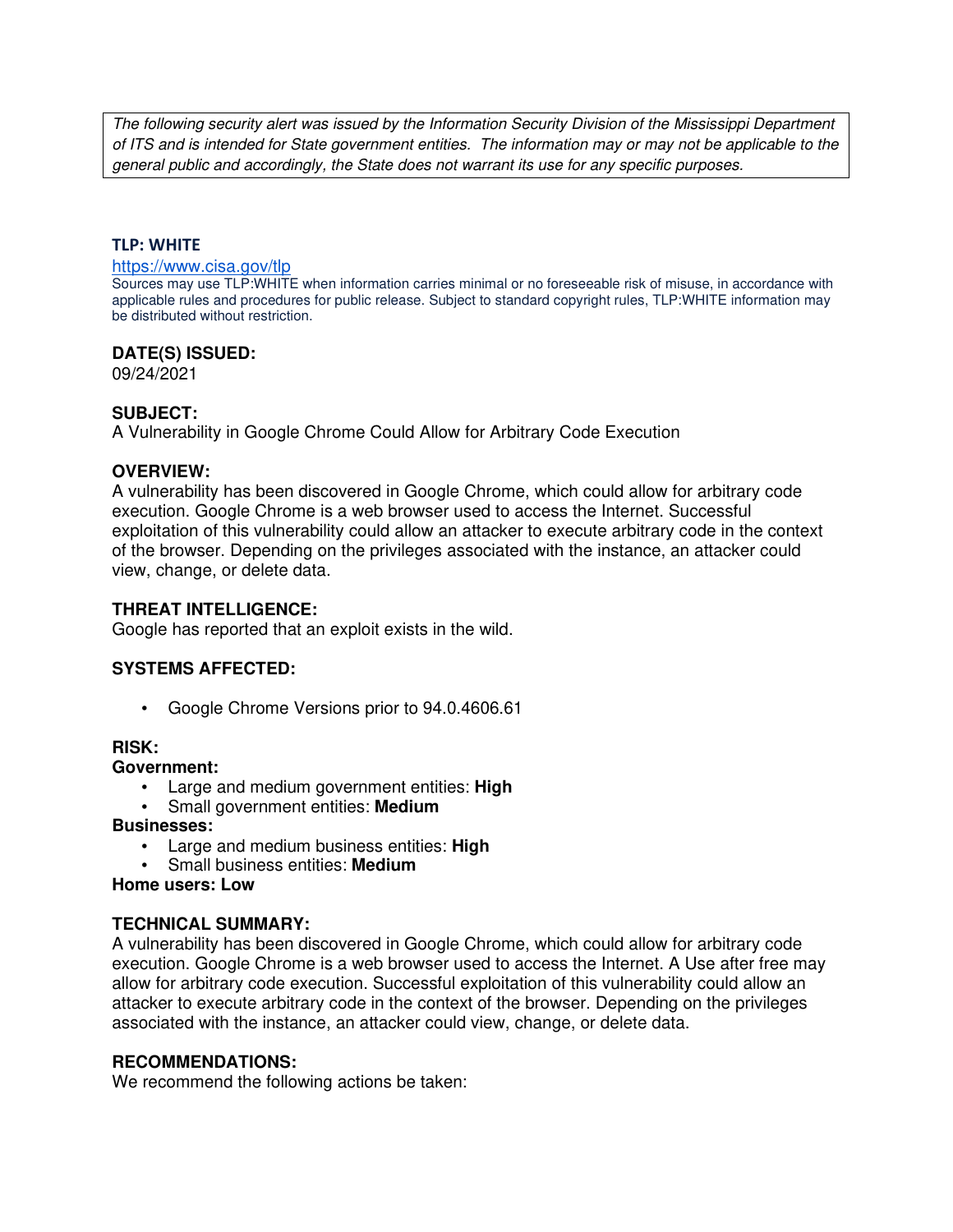*The following security alert was issued by the Information Security Division of the Mississippi Department of ITS and is intended for State government entities. The information may or may not be applicable to the general public and accordingly, the State does not warrant its use for any specific purposes.*

**TLP: WHITE**

https://www.cisa.gov/tlp

Sources may use TLP:WHITE when information carries minimal or no foreseeable risk of misuse, in accordance with applicable rules and procedures for public release. Subject to standard copyright rules, TLP:WHITE information may be distributed without restriction.

**DATE(S) ISSUED:**

09/24/2021

**SUBJECT:**

A Vulnerability in Google Chrome Could Allow for Arbitrary Code Execution

**OVERVIEW:**

A vulnerability has been discovered in Google Chrome, which could allow for arbitrary code execution. Google Chrome is a web browser used to access the Internet. Successful exploitation of this vulnerability could allow an attacker to execute arbitrary code in the context of the browser. Depending on the privileges associated with the instance, an attacker could view, change, or delete data.

**THREAT INTELLIGENCE:**

Google has reported that an exploit exists in the wild.

**SYSTEMS AFFECTED:**

- Google Chrome Versions prior to 94.0.4606.61

**RISK:**

**Government:**

- Large and medium government entities: **High**
- Small government entities: **Medium**

**Businesses:**

- Large and medium business entities: **High**
- Small business entities: **Medium**

**Home users: Low**

**TECHNICAL SUMMARY:**

A vulnerability has been discovered in Google Chrome, which could allow for arbitrary code execution. Google Chrome is a web browser used to access the Internet. A Use after free may allow for arbitrary code execution. Successful exploitation of this vulnerability could allow an attacker to execute arbitrary code in the context of the browser. Depending on the privileges associated with the instance, an attacker could view, change, or delete data.

**RECOMMENDATIONS:**

We recommend the following actions be taken: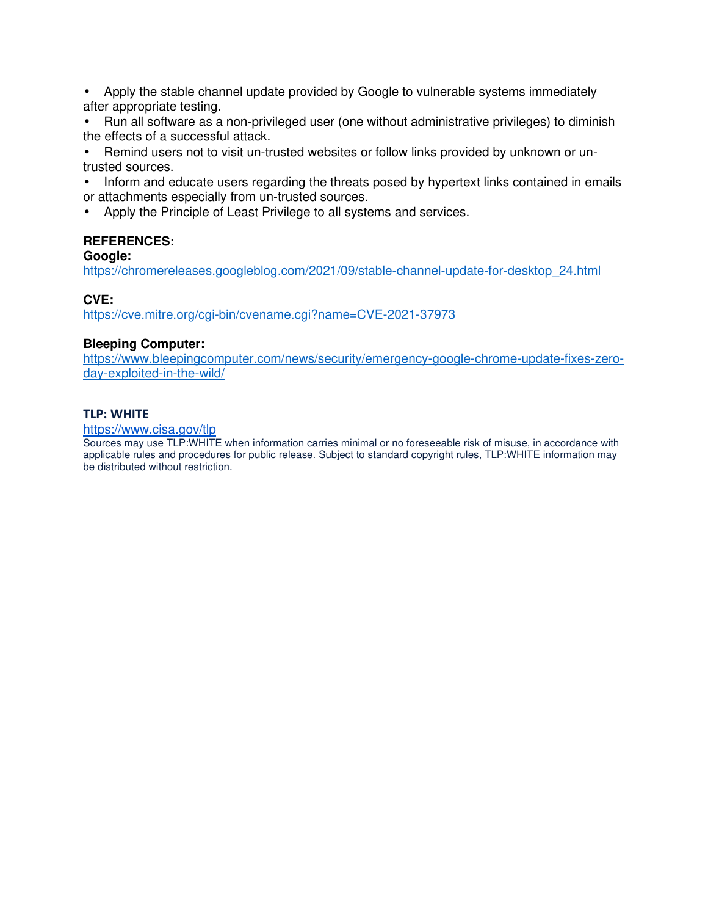- Apply the stable channel update provided by Google to vulnerable systems immediately after appropriate testing.
- Run all software as a non-privileged user (one without administrative privileges) to diminish the effects of a successful attack.
- Remind users not to visit un-trusted websites or follow links provided by unknown or un-trusted sources.
- Inform and educate users regarding the threats posed by hypertext links contained in emails or attachments especially from un-trusted sources.
- Apply the Principle of Least Privilege to all systems and services.

**REFERENCES:**

**Google:**
https://chromereleases.googleblog.com/2021/09/stable-channel-update-for-desktop_24.html

**CVE:**
https://cve.mitre.org/cgi-bin/cvename.cgi?name=CVE-2021-37973

**Bleeping Computer:**
https://www.bleepingcomputer.com/news/security/emergency-google-chrome-update-fixes-zero-day-exploited-in-the-wild/

**TLP: WHITE**

https://www.cisa.gov/tlp

Sources may use TLP:WHITE when information carries minimal or no foreseeable risk of misuse, in accordance with applicable rules and procedures for public release. Subject to standard copyright rules, TLP:WHITE information may be distributed without restriction.